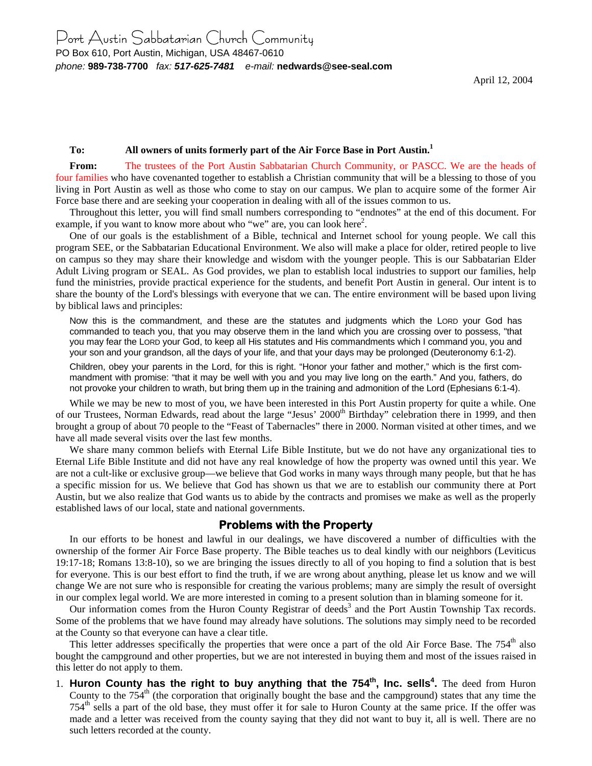# Port Austin Sabbatarian Church Community

PO Box 610, Port Austin, Michigan, USA 48467-0610

*phone:* **989-738-7700** *fax:* ***517-625-7481*** *e-mail:* **nedwards@see-seal.com**

April 12, 2004

**To:** **All owners of units formerly part of the Air Force Base in Port Austin.**[1]

**From:** The trustees of the Port Austin Sabbatarian Church Community, or PASCC. We are the heads of four families who have covenanted together to establish a Christian community that will be a blessing to those of you living in Port Austin as well as those who come to stay on our campus. We plan to acquire some of the former Air Force base there and are seeking your cooperation in dealing with all of the issues common to us.

Throughout this letter, you will find small numbers corresponding to "endnotes" at the end of this document. For example, if you want to know more about who "we" are, you can look here[2].

One of our goals is the establishment of a Bible, technical and Internet school for young people. We call this program SEE, or the Sabbatarian Educational Environment. We also will make a place for older, retired people to live on campus so they may share their knowledge and wisdom with the younger people. This is our Sabbatarian Elder Adult Living program or SEAL. As God provides, we plan to establish local industries to support our families, help fund the ministries, provide practical experience for the students, and benefit Port Austin in general. Our intent is to share the bounty of the Lord's blessings with everyone that we can. The entire environment will be based upon living by biblical laws and principles:

> Now this is the commandment, and these are the statutes and judgments which the LORD your God has commanded to teach you, that you may observe them in the land which you are crossing over to possess, "that you may fear the LORD your God, to keep all His statutes and His commandments which I command you, you and your son and your grandson, all the days of your life, and that your days may be prolonged (Deuteronomy 6:1-2).
>
> Children, obey your parents in the Lord, for this is right. "Honor your father and mother," which is the first commandment with promise: "that it may be well with you and you may live long on the earth." And you, fathers, do not provoke your children to wrath, but bring them up in the training and admonition of the Lord (Ephesians 6:1-4).

While we may be new to most of you, we have been interested in this Port Austin property for quite a while. One of our Trustees, Norman Edwards, read about the large "Jesus' 2000th Birthday" celebration there in 1999, and then brought a group of about 70 people to the "Feast of Tabernacles" there in 2000. Norman visited at other times, and we have all made several visits over the last few months.

We share many common beliefs with Eternal Life Bible Institute, but we do not have any organizational ties to Eternal Life Bible Institute and did not have any real knowledge of how the property was owned until this year. We are not a cult-like or exclusive group—we believe that God works in many ways through many people, but that he has a specific mission for us. We believe that God has shown us that we are to establish our community there at Port Austin, but we also realize that God wants us to abide by the contracts and promises we make as well as the properly established laws of our local, state and national governments.

## Problems with the Property

In our efforts to be honest and lawful in our dealings, we have discovered a number of difficulties with the ownership of the former Air Force Base property. The Bible teaches us to deal kindly with our neighbors (Leviticus 19:17-18; Romans 13:8-10), so we are bringing the issues directly to all of you hoping to find a solution that is best for everyone. This is our best effort to find the truth, if we are wrong about anything, please let us know and we will change We are not sure who is responsible for creating the various problems; many are simply the result of oversight in our complex legal world. We are more interested in coming to a present solution than in blaming someone for it.

Our information comes from the Huron County Registrar of deeds[3] and the Port Austin Township Tax records. Some of the problems that we have found may already have solutions. The solutions may simply need to be recorded at the County so that everyone can have a clear title.

This letter addresses specifically the properties that were once a part of the old Air Force Base. The 754th also bought the campground and other properties, but we are not interested in buying them and most of the issues raised in this letter do not apply to them.

1. **Huron County has the right to buy anything that the 754th, Inc. sells[4].** The deed from Huron County to the 754th (the corporation that originally bought the base and the campground) states that any time the 754th sells a part of the old base, they must offer it for sale to Huron County at the same price. If the offer was made and a letter was received from the county saying that they did not want to buy it, all is well. There are no such letters recorded at the county.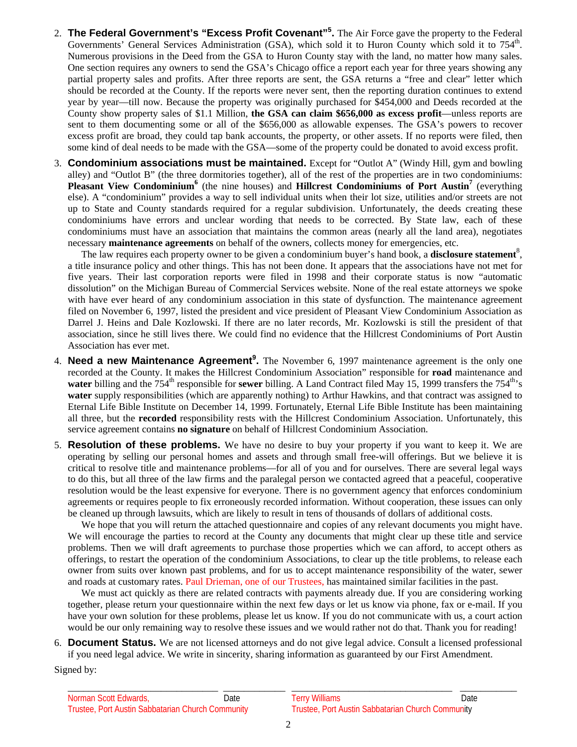2. **The Federal Government's "Excess Profit Covenant"[5].** The Air Force gave the property to the Federal Governments' General Services Administration (GSA), which sold it to Huron County which sold it to 754th. Numerous provisions in the Deed from the GSA to Huron County stay with the land, no matter how many sales. One section requires any owners to send the GSA's Chicago office a report each year for three years showing any partial property sales and profits. After three reports are sent, the GSA returns a "free and clear" letter which should be recorded at the County. If the reports were never sent, then the reporting duration continues to extend year by year—till now. Because the property was originally purchased for $454,000 and Deeds recorded at the County show property sales of $1.1 Million, **the GSA can claim $656,000 as excess profit**—unless reports are sent to them documenting some or all of the $656,000 as allowable expenses. The GSA's powers to recover excess profit are broad, they could tap bank accounts, the property, or other assets. If no reports were filed, then some kind of deal needs to be made with the GSA—some of the property could be donated to avoid excess profit.

3. **Condominium associations must be maintained.** Except for "Outlot A" (Windy Hill, gym and bowling alley) and "Outlot B" (the three dormitories together), all of the rest of the properties are in two condominiums: **Pleasant View Condominium[6]** (the nine houses) and **Hillcrest Condominiums of Port Austin[7]** (everything else). A "condominium" provides a way to sell individual units when their lot size, utilities and/or streets are not up to State and County standards required for a regular subdivision. Unfortunately, the deeds creating these condominiums have errors and unclear wording that needs to be corrected. By State law, each of these condominiums must have an association that maintains the common areas (nearly all the land area), negotiates necessary **maintenance agreements** on behalf of the owners, collects money for emergencies, etc.

   The law requires each property owner to be given a condominium buyer's hand book, a **disclosure statement**[8], a title insurance policy and other things. This has not been done. It appears that the associations have not met for five years. Their last corporation reports were filed in 1998 and their corporate status is now "automatic dissolution" on the Michigan Bureau of Commercial Services website. None of the real estate attorneys we spoke with have ever heard of any condominium association in this state of dysfunction. The maintenance agreement filed on November 6, 1997, listed the president and vice president of Pleasant View Condominium Association as Darrel J. Heins and Dale Kozlowski. If there are no later records, Mr. Kozlowski is still the president of that association, since he still lives there. We could find no evidence that the Hillcrest Condominiums of Port Austin Association has ever met.

4. **Need a new Maintenance Agreement[9].** The November 6, 1997 maintenance agreement is the only one recorded at the County. It makes the Hillcrest Condominium Association" responsible for **road** maintenance and **water** billing and the 754th responsible for **sewer** billing. A Land Contract filed May 15, 1999 transfers the 754th's **water** supply responsibilities (which are apparently nothing) to Arthur Hawkins, and that contract was assigned to Eternal Life Bible Institute on December 14, 1999. Fortunately, Eternal Life Bible Institute has been maintaining all three, but the **recorded** responsibility rests with the Hillcrest Condominium Association. Unfortunately, this service agreement contains **no signature** on behalf of Hillcrest Condominium Association.

5. **Resolution of these problems.** We have no desire to buy your property if you want to keep it. We are operating by selling our personal homes and assets and through small free-will offerings. But we believe it is critical to resolve title and maintenance problems—for all of you and for ourselves. There are several legal ways to do this, but all three of the law firms and the paralegal person we contacted agreed that a peaceful, cooperative resolution would be the least expensive for everyone. There is no government agency that enforces condominium agreements or requires people to fix erroneously recorded information. Without cooperation, these issues can only be cleaned up through lawsuits, which are likely to result in tens of thousands of dollars of additional costs.

   We hope that you will return the attached questionnaire and copies of any relevant documents you might have. We will encourage the parties to record at the County any documents that might clear up these title and service problems. Then we will draft agreements to purchase those properties which we can afford, to accept others as offerings, to restart the operation of the condominium Associations, to clear up the title problems, to release each owner from suits over known past problems, and for us to accept maintenance responsibility of the water, sewer and roads at customary rates. Paul Drieman, one of our Trustees, has maintained similar facilities in the past.

   We must act quickly as there are related contracts with payments already due. If you are considering working together, please return your questionnaire within the next few days or let us know via phone, fax or e-mail. If you have your own solution for these problems, please let us know. If you do not communicate with us, a court action would be our only remaining way to resolve these issues and we would rather not do that. Thank you for reading!

6. **Document Status.** We are not licensed attorneys and do not give legal advice. Consult a licensed professional if you need legal advice. We write in sincerity, sharing information as guaranteed by our First Amendment.

Signed by:

| ______________________________ | ____________ | ______________________________ | ____________ |
|---|---|---|---|
| Norman Scott Edwards, Trustee, Port Austin Sabbatarian Church Community | Date | Terry Williams Trustee, Port Austin Sabbatarian Church Community | Date |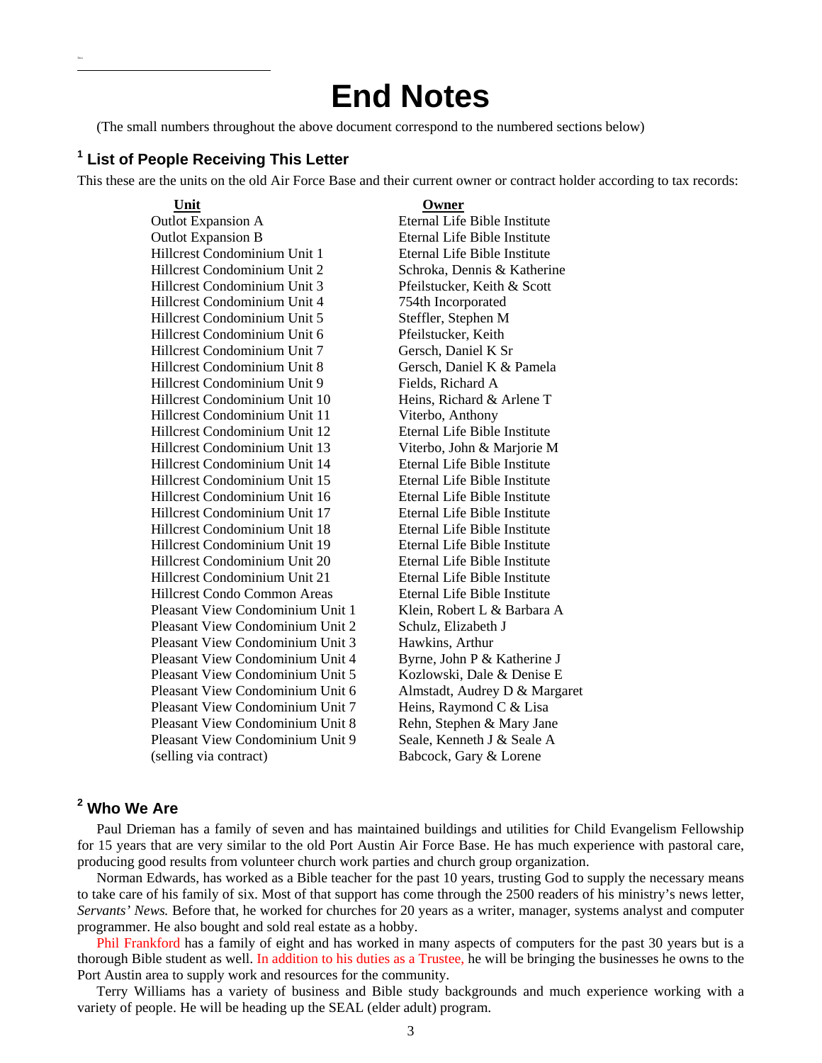# End Notes

(The small numbers throughout the above document correspond to the numbered sections below)

## [1] List of People Receiving This Letter

This these are the units on the old Air Force Base and their current owner or contract holder according to tax records:

| Unit | Owner |
|---|---|
| Outlot Expansion A | Eternal Life Bible Institute |
| Outlot Expansion B | Eternal Life Bible Institute |
| Hillcrest Condominium Unit 1 | Eternal Life Bible Institute |
| Hillcrest Condominium Unit 2 | Schroka, Dennis & Katherine |
| Hillcrest Condominium Unit 3 | Pfeilstucker, Keith & Scott |
| Hillcrest Condominium Unit 4 | 754th Incorporated |
| Hillcrest Condominium Unit 5 | Steffler, Stephen M |
| Hillcrest Condominium Unit 6 | Pfeilstucker, Keith |
| Hillcrest Condominium Unit 7 | Gersch, Daniel K Sr |
| Hillcrest Condominium Unit 8 | Gersch, Daniel K & Pamela |
| Hillcrest Condominium Unit 9 | Fields, Richard A |
| Hillcrest Condominium Unit 10 | Heins, Richard & Arlene T |
| Hillcrest Condominium Unit 11 | Viterbo, Anthony |
| Hillcrest Condominium Unit 12 | Eternal Life Bible Institute |
| Hillcrest Condominium Unit 13 | Viterbo, John & Marjorie M |
| Hillcrest Condominium Unit 14 | Eternal Life Bible Institute |
| Hillcrest Condominium Unit 15 | Eternal Life Bible Institute |
| Hillcrest Condominium Unit 16 | Eternal Life Bible Institute |
| Hillcrest Condominium Unit 17 | Eternal Life Bible Institute |
| Hillcrest Condominium Unit 18 | Eternal Life Bible Institute |
| Hillcrest Condominium Unit 19 | Eternal Life Bible Institute |
| Hillcrest Condominium Unit 20 | Eternal Life Bible Institute |
| Hillcrest Condominium Unit 21 | Eternal Life Bible Institute |
| Hillcrest Condo Common Areas | Eternal Life Bible Institute |
| Pleasant View Condominium Unit 1 | Klein, Robert L & Barbara A |
| Pleasant View Condominium Unit 2 | Schulz, Elizabeth J |
| Pleasant View Condominium Unit 3 | Hawkins, Arthur |
| Pleasant View Condominium Unit 4 | Byrne, John P & Katherine J |
| Pleasant View Condominium Unit 5 | Kozlowski, Dale & Denise E |
| Pleasant View Condominium Unit 6 | Almstadt, Audrey D & Margaret |
| Pleasant View Condominium Unit 7 | Heins, Raymond C & Lisa |
| Pleasant View Condominium Unit 8 | Rehn, Stephen & Mary Jane |
| Pleasant View Condominium Unit 9 | Seale, Kenneth J & Seale A |
| (selling via contract) | Babcock, Gary & Lorene |

## [2] Who We Are

Paul Drieman has a family of seven and has maintained buildings and utilities for Child Evangelism Fellowship for 15 years that are very similar to the old Port Austin Air Force Base. He has much experience with pastoral care, producing good results from volunteer church work parties and church group organization.

Norman Edwards, has worked as a Bible teacher for the past 10 years, trusting God to supply the necessary means to take care of his family of six. Most of that support has come through the 2500 readers of his ministry's news letter, *Servants' News.* Before that, he worked for churches for 20 years as a writer, manager, systems analyst and computer programmer. He also bought and sold real estate as a hobby.

Phil Frankford has a family of eight and has worked in many aspects of computers for the past 30 years but is a thorough Bible student as well. In addition to his duties as a Trustee, he will be bringing the businesses he owns to the Port Austin area to supply work and resources for the community.

Terry Williams has a variety of business and Bible study backgrounds and much experience working with a variety of people. He will be heading up the SEAL (elder adult) program.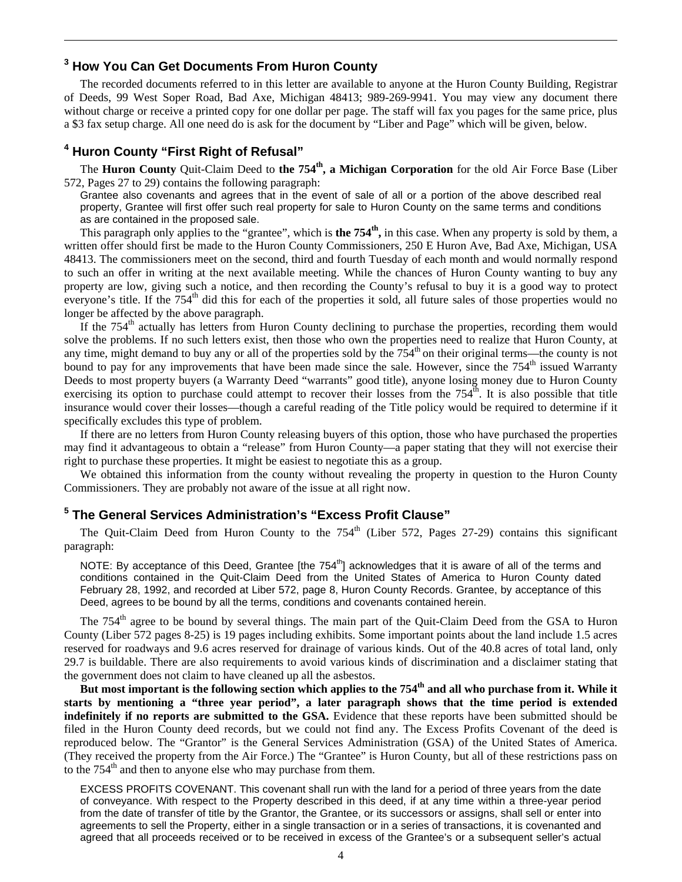## [3] How You Can Get Documents From Huron County

The recorded documents referred to in this letter are available to anyone at the Huron County Building, Registrar of Deeds, 99 West Soper Road, Bad Axe, Michigan 48413; 989-269-9941. You may view any document there without charge or receive a printed copy for one dollar per page. The staff will fax you pages for the same price, plus a $3 fax setup charge. All one need do is ask for the document by "Liber and Page" which will be given, below.

## [4] Huron County "First Right of Refusal"

The **Huron County** Quit-Claim Deed to **the 754th, a Michigan Corporation** for the old Air Force Base (Liber 572, Pages 27 to 29) contains the following paragraph:

> Grantee also covenants and agrees that in the event of sale of all or a portion of the above described real property, Grantee will first offer such real property for sale to Huron County on the same terms and conditions as are contained in the proposed sale.

This paragraph only applies to the "grantee", which is **the 754th,** in this case. When any property is sold by them, a written offer should first be made to the Huron County Commissioners, 250 E Huron Ave, Bad Axe, Michigan, USA 48413. The commissioners meet on the second, third and fourth Tuesday of each month and would normally respond to such an offer in writing at the next available meeting. While the chances of Huron County wanting to buy any property are low, giving such a notice, and then recording the County's refusal to buy it is a good way to protect everyone's title. If the 754th did this for each of the properties it sold, all future sales of those properties would no longer be affected by the above paragraph.

If the 754th actually has letters from Huron County declining to purchase the properties, recording them would solve the problems. If no such letters exist, then those who own the properties need to realize that Huron County, at any time, might demand to buy any or all of the properties sold by the 754th on their original terms—the county is not bound to pay for any improvements that have been made since the sale. However, since the 754th issued Warranty Deeds to most property buyers (a Warranty Deed "warrants" good title), anyone losing money due to Huron County exercising its option to purchase could attempt to recover their losses from the 754th. It is also possible that title insurance would cover their losses—though a careful reading of the Title policy would be required to determine if it specifically excludes this type of problem.

If there are no letters from Huron County releasing buyers of this option, those who have purchased the properties may find it advantageous to obtain a "release" from Huron County—a paper stating that they will not exercise their right to purchase these properties. It might be easiest to negotiate this as a group.

We obtained this information from the county without revealing the property in question to the Huron County Commissioners. They are probably not aware of the issue at all right now.

## [5] The General Services Administration's "Excess Profit Clause"

The Quit-Claim Deed from Huron County to the 754th (Liber 572, Pages 27-29) contains this significant paragraph:

> NOTE: By acceptance of this Deed, Grantee [the 754th] acknowledges that it is aware of all of the terms and conditions contained in the Quit-Claim Deed from the United States of America to Huron County dated February 28, 1992, and recorded at Liber 572, page 8, Huron County Records. Grantee, by acceptance of this Deed, agrees to be bound by all the terms, conditions and covenants contained herein.

The 754th agree to be bound by several things. The main part of the Quit-Claim Deed from the GSA to Huron County (Liber 572 pages 8-25) is 19 pages including exhibits. Some important points about the land include 1.5 acres reserved for roadways and 9.6 acres reserved for drainage of various kinds. Out of the 40.8 acres of total land, only 29.7 is buildable. There are also requirements to avoid various kinds of discrimination and a disclaimer stating that the government does not claim to have cleaned up all the asbestos.

**But most important is the following section which applies to the 754th and all who purchase from it. While it starts by mentioning a "three year period", a later paragraph shows that the time period is extended indefinitely if no reports are submitted to the GSA.** Evidence that these reports have been submitted should be filed in the Huron County deed records, but we could not find any. The Excess Profits Covenant of the deed is reproduced below. The "Grantor" is the General Services Administration (GSA) of the United States of America. (They received the property from the Air Force.) The "Grantee" is Huron County, but all of these restrictions pass on to the 754th and then to anyone else who may purchase from them.

> EXCESS PROFITS COVENANT. This covenant shall run with the land for a period of three years from the date of conveyance. With respect to the Property described in this deed, if at any time within a three-year period from the date of transfer of title by the Grantor, the Grantee, or its successors or assigns, shall sell or enter into agreements to sell the Property, either in a single transaction or in a series of transactions, it is covenanted and agreed that all proceeds received or to be received in excess of the Grantee's or a subsequent seller's actual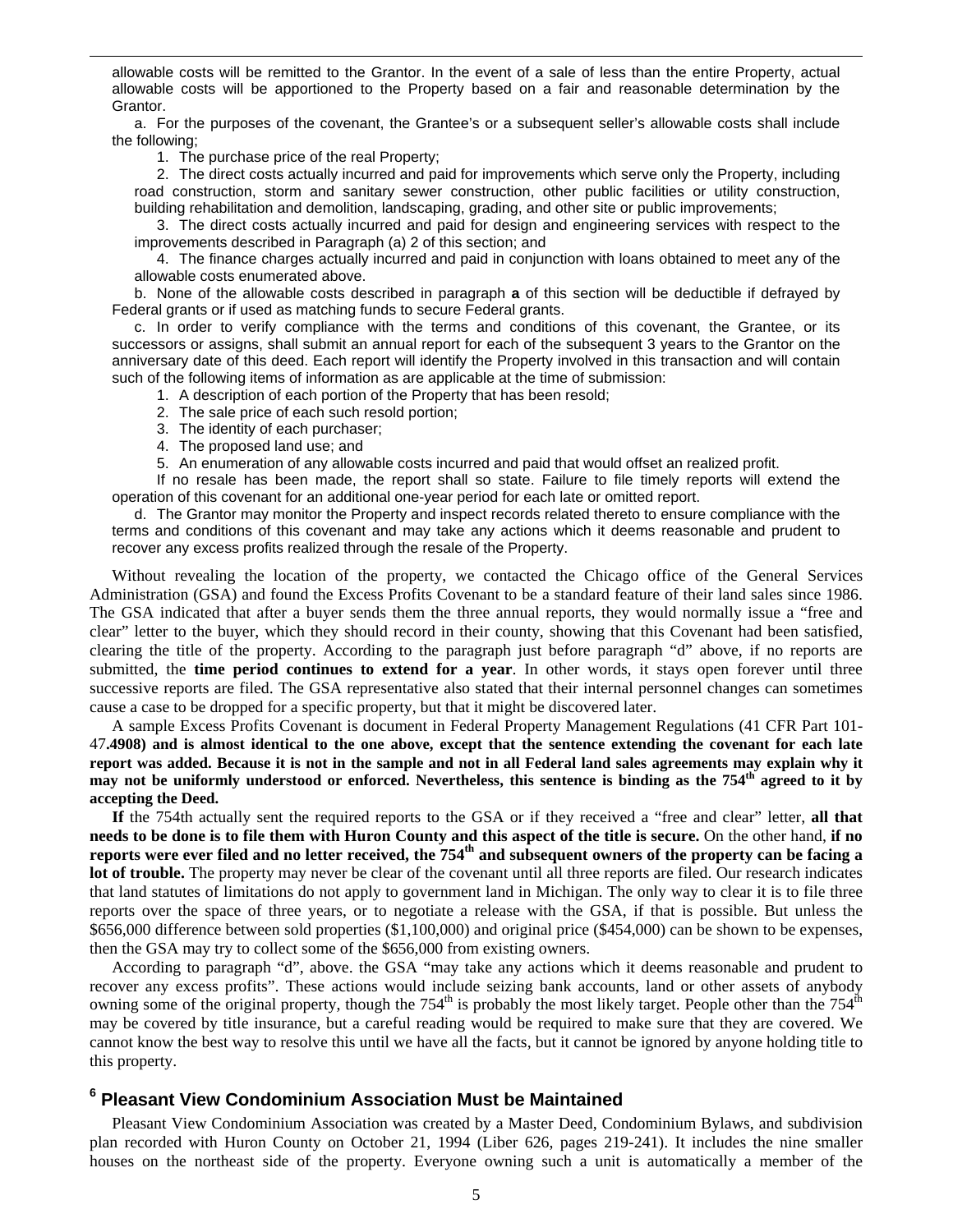allowable costs will be remitted to the Grantor. In the event of a sale of less than the entire Property, actual allowable costs will be apportioned to the Property based on a fair and reasonable determination by the Grantor.

a. For the purposes of the covenant, the Grantee's or a subsequent seller's allowable costs shall include the following;

1. The purchase price of the real Property;
2. The direct costs actually incurred and paid for improvements which serve only the Property, including road construction, storm and sanitary sewer construction, other public facilities or utility construction, building rehabilitation and demolition, landscaping, grading, and other site or public improvements;
3. The direct costs actually incurred and paid for design and engineering services with respect to the improvements described in Paragraph (a) 2 of this section; and
4. The finance charges actually incurred and paid in conjunction with loans obtained to meet any of the allowable costs enumerated above.

b. None of the allowable costs described in paragraph **a** of this section will be deductible if defrayed by Federal grants or if used as matching funds to secure Federal grants.

c. In order to verify compliance with the terms and conditions of this covenant, the Grantee, or its successors or assigns, shall submit an annual report for each of the subsequent 3 years to the Grantor on the anniversary date of this deed. Each report will identify the Property involved in this transaction and will contain such of the following items of information as are applicable at the time of submission:

1. A description of each portion of the Property that has been resold;
2. The sale price of each such resold portion;
3. The identity of each purchaser;
4. The proposed land use; and
5. An enumeration of any allowable costs incurred and paid that would offset an realized profit.

If no resale has been made, the report shall so state. Failure to file timely reports will extend the operation of this covenant for an additional one-year period for each late or omitted report.

d. The Grantor may monitor the Property and inspect records related thereto to ensure compliance with the terms and conditions of this covenant and may take any actions which it deems reasonable and prudent to recover any excess profits realized through the resale of the Property.

Without revealing the location of the property, we contacted the Chicago office of the General Services Administration (GSA) and found the Excess Profits Covenant to be a standard feature of their land sales since 1986. The GSA indicated that after a buyer sends them the three annual reports, they would normally issue a "free and clear" letter to the buyer, which they should record in their county, showing that this Covenant had been satisfied, clearing the title of the property. According to the paragraph just before paragraph "d" above, if no reports are submitted, the **time period continues to extend for a year**. In other words, it stays open forever until three successive reports are filed. The GSA representative also stated that their internal personnel changes can sometimes cause a case to be dropped for a specific property, but that it might be discovered later.

A sample Excess Profits Covenant is document in Federal Property Management Regulations (41 CFR Part 101-47**.4908) and is almost identical to the one above, except that the sentence extending the covenant for each late report was added. Because it is not in the sample and not in all Federal land sales agreements may explain why it may not be uniformly understood or enforced. Nevertheless, this sentence is binding as the 754th agreed to it by accepting the Deed.**

**If** the 754th actually sent the required reports to the GSA or if they received a "free and clear" letter, **all that needs to be done is to file them with Huron County and this aspect of the title is secure.** On the other hand, **if no reports were ever filed and no letter received, the 754th and subsequent owners of the property can be facing a lot of trouble.** The property may never be clear of the covenant until all three reports are filed. Our research indicates that land statutes of limitations do not apply to government land in Michigan. The only way to clear it is to file three reports over the space of three years, or to negotiate a release with the GSA, if that is possible. But unless the $656,000 difference between sold properties ($1,100,000) and original price ($454,000) can be shown to be expenses, then the GSA may try to collect some of the $656,000 from existing owners.

According to paragraph "d", above. the GSA "may take any actions which it deems reasonable and prudent to recover any excess profits". These actions would include seizing bank accounts, land or other assets of anybody owning some of the original property, though the 754th is probably the most likely target. People other than the 754th may be covered by title insurance, but a careful reading would be required to make sure that they are covered. We cannot know the best way to resolve this until we have all the facts, but it cannot be ignored by anyone holding title to this property.

## [6] Pleasant View Condominium Association Must be Maintained

Pleasant View Condominium Association was created by a Master Deed, Condominium Bylaws, and subdivision plan recorded with Huron County on October 21, 1994 (Liber 626, pages 219-241). It includes the nine smaller houses on the northeast side of the property. Everyone owning such a unit is automatically a member of the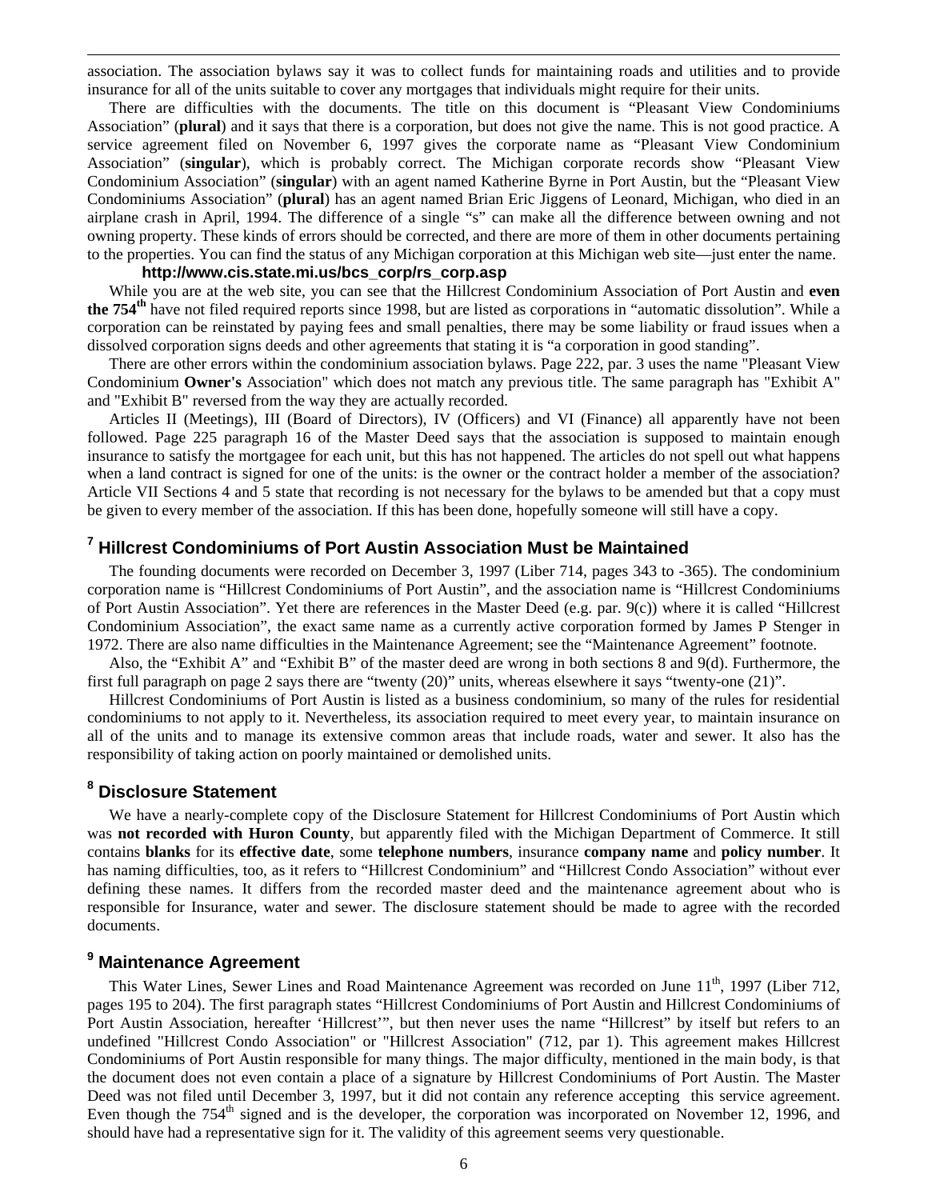association. The association bylaws say it was to collect funds for maintaining roads and utilities and to provide insurance for all of the units suitable to cover any mortgages that individuals might require for their units.

There are difficulties with the documents. The title on this document is "Pleasant View Condominiums Association" (**plural**) and it says that there is a corporation, but does not give the name. This is not good practice. A service agreement filed on November 6, 1997 gives the corporate name as "Pleasant View Condominium Association" (**singular**), which is probably correct. The Michigan corporate records show "Pleasant View Condominium Association" (**singular**) with an agent named Katherine Byrne in Port Austin, but the "Pleasant View Condominiums Association" (**plural**) has an agent named Brian Eric Jiggens of Leonard, Michigan, who died in an airplane crash in April, 1994. The difference of a single "s" can make all the difference between owning and not owning property. These kinds of errors should be corrected, and there are more of them in other documents pertaining to the properties. You can find the status of any Michigan corporation at this Michigan web site—just enter the name.

**http://www.cis.state.mi.us/bcs_corp/rs_corp.asp**

While you are at the web site, you can see that the Hillcrest Condominium Association of Port Austin and **even the 754th** have not filed required reports since 1998, but are listed as corporations in "automatic dissolution". While a corporation can be reinstated by paying fees and small penalties, there may be some liability or fraud issues when a dissolved corporation signs deeds and other agreements that stating it is "a corporation in good standing".

There are other errors within the condominium association bylaws. Page 222, par. 3 uses the name "Pleasant View Condominium **Owner's** Association" which does not match any previous title. The same paragraph has "Exhibit A" and "Exhibit B" reversed from the way they are actually recorded.

Articles II (Meetings), III (Board of Directors), IV (Officers) and VI (Finance) all apparently have not been followed. Page 225 paragraph 16 of the Master Deed says that the association is supposed to maintain enough insurance to satisfy the mortgagee for each unit, but this has not happened. The articles do not spell out what happens when a land contract is signed for one of the units: is the owner or the contract holder a member of the association? Article VII Sections 4 and 5 state that recording is not necessary for the bylaws to be amended but that a copy must be given to every member of the association. If this has been done, hopefully someone will still have a copy.

## [7] Hillcrest Condominiums of Port Austin Association Must be Maintained

The founding documents were recorded on December 3, 1997 (Liber 714, pages 343 to -365). The condominium corporation name is "Hillcrest Condominiums of Port Austin", and the association name is "Hillcrest Condominiums of Port Austin Association". Yet there are references in the Master Deed (e.g. par. 9(c)) where it is called "Hillcrest Condominium Association", the exact same name as a currently active corporation formed by James P Stenger in 1972. There are also name difficulties in the Maintenance Agreement; see the "Maintenance Agreement" footnote.

Also, the "Exhibit A" and "Exhibit B" of the master deed are wrong in both sections 8 and 9(d). Furthermore, the first full paragraph on page 2 says there are "twenty (20)" units, whereas elsewhere it says "twenty-one (21)".

Hillcrest Condominiums of Port Austin is listed as a business condominium, so many of the rules for residential condominiums to not apply to it. Nevertheless, its association required to meet every year, to maintain insurance on all of the units and to manage its extensive common areas that include roads, water and sewer. It also has the responsibility of taking action on poorly maintained or demolished units.

## [8] Disclosure Statement

We have a nearly-complete copy of the Disclosure Statement for Hillcrest Condominiums of Port Austin which was **not recorded with Huron County**, but apparently filed with the Michigan Department of Commerce. It still contains **blanks** for its **effective date**, some **telephone numbers**, insurance **company name** and **policy number**. It has naming difficulties, too, as it refers to "Hillcrest Condominium" and "Hillcrest Condo Association" without ever defining these names. It differs from the recorded master deed and the maintenance agreement about who is responsible for Insurance, water and sewer. The disclosure statement should be made to agree with the recorded documents.

## [9] Maintenance Agreement

This Water Lines, Sewer Lines and Road Maintenance Agreement was recorded on June 11th, 1997 (Liber 712, pages 195 to 204). The first paragraph states "Hillcrest Condominiums of Port Austin and Hillcrest Condominiums of Port Austin Association, hereafter 'Hillcrest'", but then never uses the name "Hillcrest" by itself but refers to an undefined "Hillcrest Condo Association" or "Hillcrest Association" (712, par 1). This agreement makes Hillcrest Condominiums of Port Austin responsible for many things. The major difficulty, mentioned in the main body, is that the document does not even contain a place of a signature by Hillcrest Condominiums of Port Austin. The Master Deed was not filed until December 3, 1997, but it did not contain any reference accepting this service agreement. Even though the 754th signed and is the developer, the corporation was incorporated on November 12, 1996, and should have had a representative sign for it. The validity of this agreement seems very questionable.